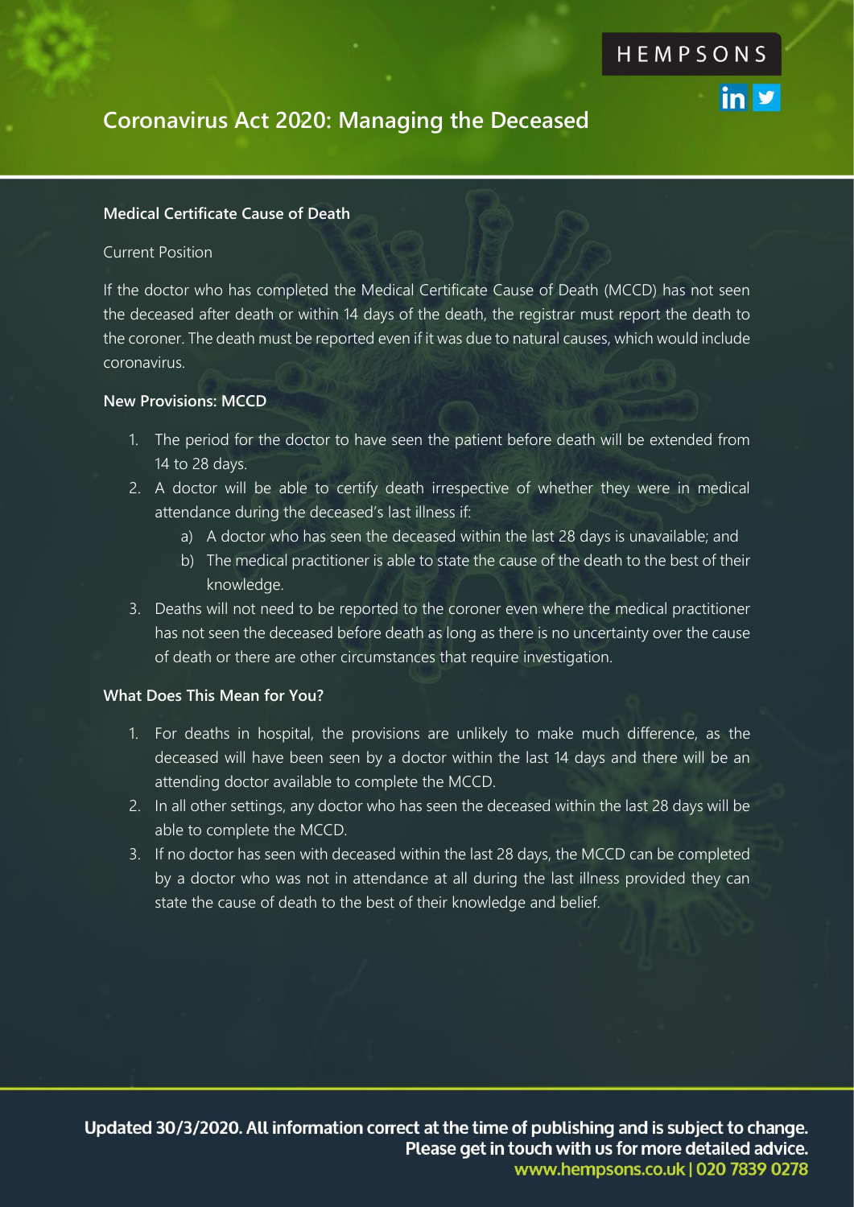HEMPSONS

# Coronavirus Act 2020: Managing the Deceased

### Medical Certificate Cause of Death

Current Position

If the doctor who has completed the Medical Certificate Cause of Death (MCCD) has not seen the deceased after death or within 14 days of the death, the registrar must report the death to the coroner. The death must be reported even if it was due to natural causes, which would include coronavirus.

### New Provisions: MCCD

1. The period for the doctor to have seen the patient before death will be extended from 14 to 28 days.
2. A doctor will be able to certify death irrespective of whether they were in medical attendance during the deceased's last illness if:
   a) A doctor who has seen the deceased within the last 28 days is unavailable; and
   b) The medical practitioner is able to state the cause of the death to the best of their knowledge.
3. Deaths will not need to be reported to the coroner even where the medical practitioner has not seen the deceased before death as long as there is no uncertainty over the cause of death or there are other circumstances that require investigation.

### What Does This Mean for You?

1. For deaths in hospital, the provisions are unlikely to make much difference, as the deceased will have been seen by a doctor within the last 14 days and there will be an attending doctor available to complete the MCCD.
2. In all other settings, any doctor who has seen the deceased within the last 28 days will be able to complete the MCCD.
3. If no doctor has seen with deceased within the last 28 days, the MCCD can be completed by a doctor who was not in attendance at all during the last illness provided they can state the cause of death to the best of their knowledge and belief.

**Updated 30/3/2020. All information correct at the time of publishing and is subject to change. Please get in touch with us for more detailed advice.**
**www.hempsons.co.uk | 020 7839 0278**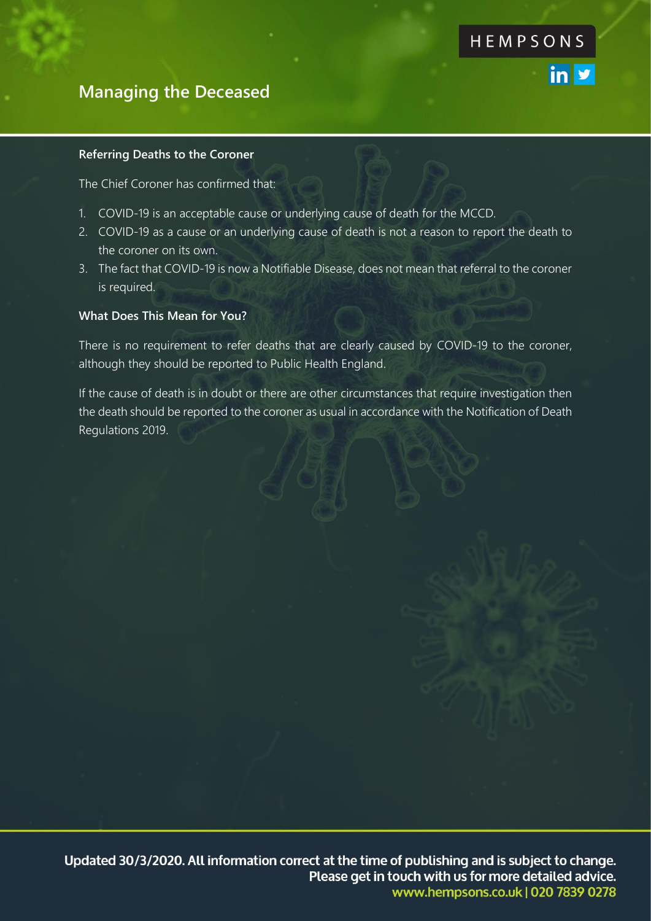## Managing the Deceased

### Referring Deaths to the Coroner

The Chief Coroner has confirmed that:

1. COVID-19 is an acceptable cause or underlying cause of death for the MCCD.
2. COVID-19 as a cause or an underlying cause of death is not a reason to report the death to the coroner on its own.
3. The fact that COVID-19 is now a Notifiable Disease, does not mean that referral to the coroner is required.

### What Does This Mean for You?

There is no requirement to refer deaths that are clearly caused by COVID-19 to the coroner, although they should be reported to Public Health England.

If the cause of death is in doubt or there are other circumstances that require investigation then the death should be reported to the coroner as usual in accordance with the Notification of Death Regulations 2019.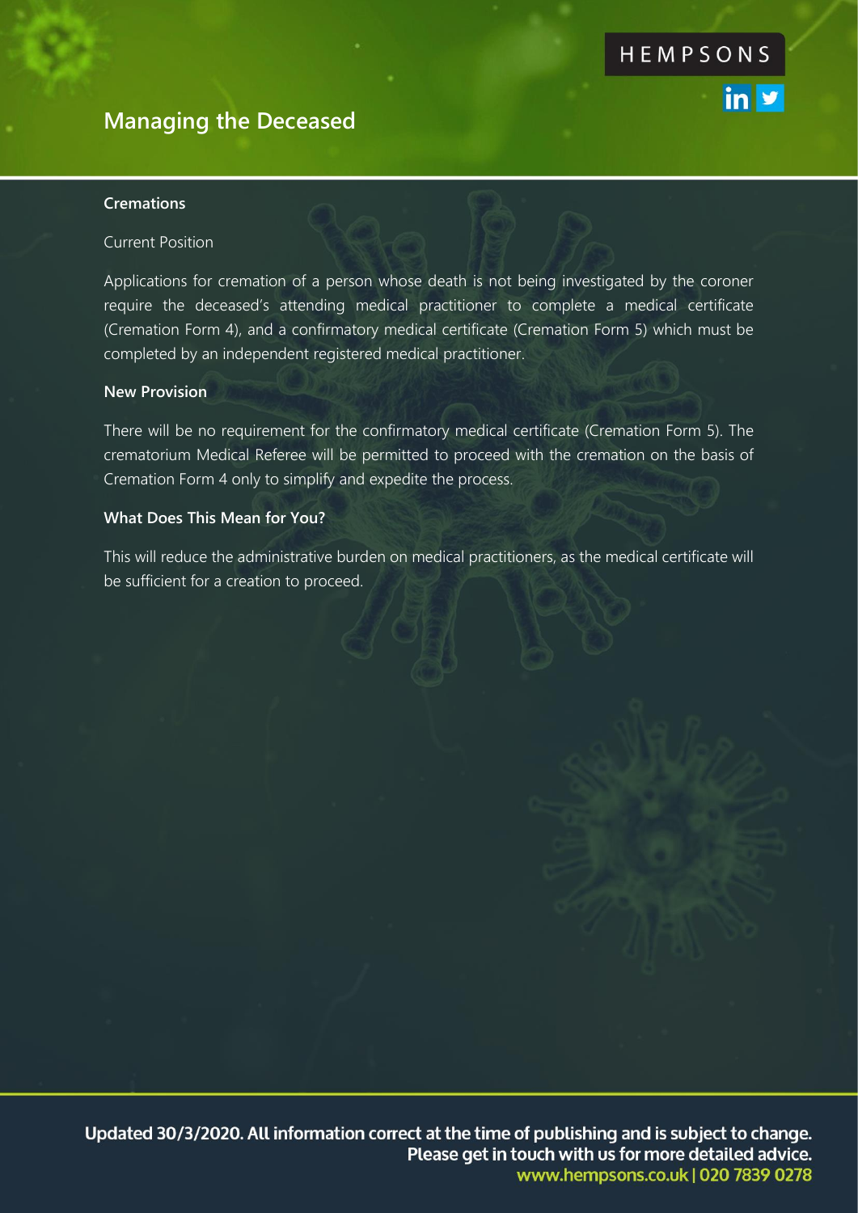## Managing the Deceased

### Cremations

Current Position

Applications for cremation of a person whose death is not being investigated by the coroner require the deceased's attending medical practitioner to complete a medical certificate (Cremation Form 4), and a confirmatory medical certificate (Cremation Form 5) which must be completed by an independent registered medical practitioner.

### New Provision

There will be no requirement for the confirmatory medical certificate (Cremation Form 5). The crematorium Medical Referee will be permitted to proceed with the cremation on the basis of Cremation Form 4 only to simplify and expedite the process.

### What Does This Mean for You?

This will reduce the administrative burden on medical practitioners, as the medical certificate will be sufficient for a creation to proceed.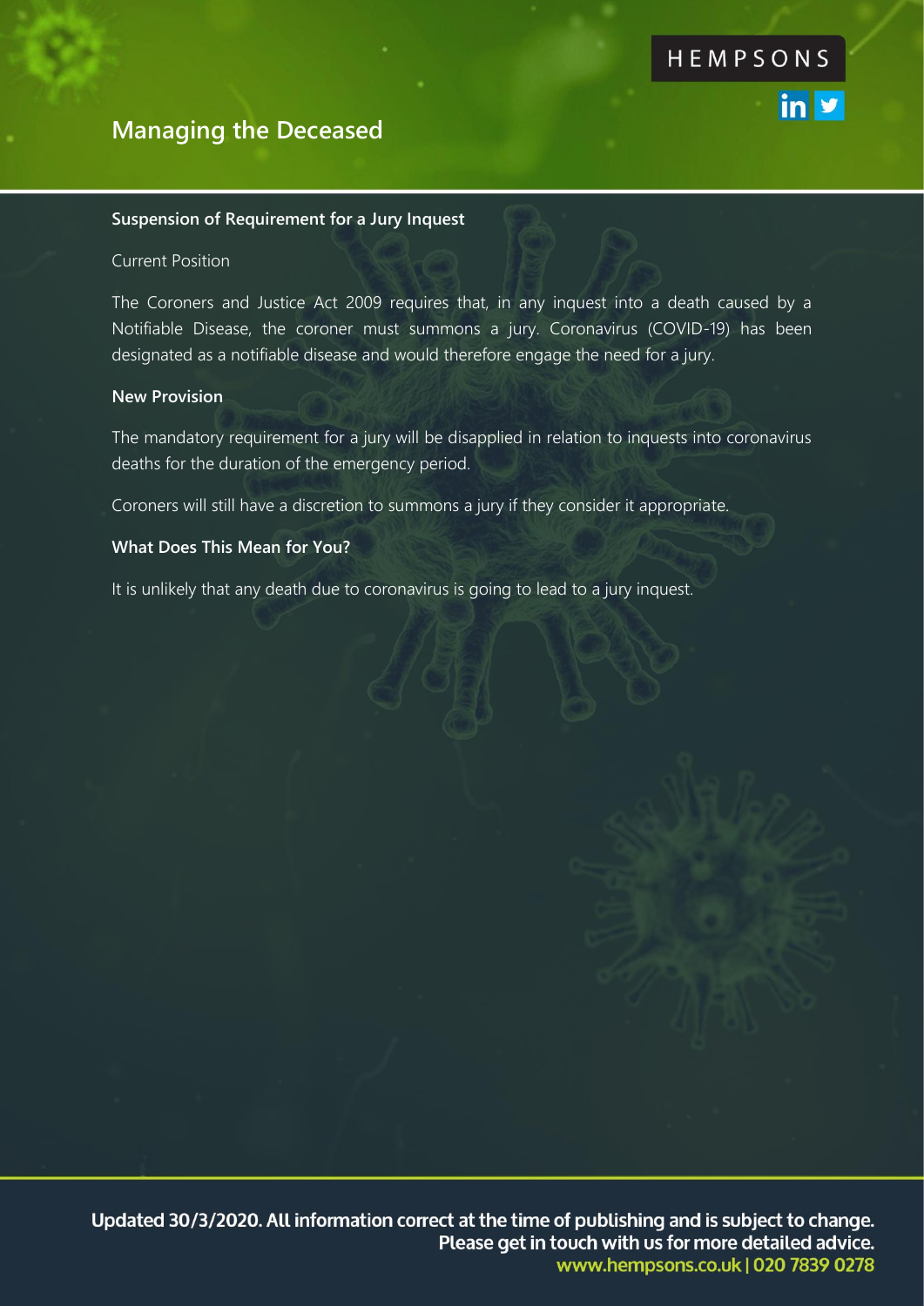## Managing the Deceased

### Suspension of Requirement for a Jury Inquest

Current Position

The Coroners and Justice Act 2009 requires that, in any inquest into a death caused by a Notifiable Disease, the coroner must summons a jury. Coronavirus (COVID-19) has been designated as a notifiable disease and would therefore engage the need for a jury.

### New Provision

The mandatory requirement for a jury will be disapplied in relation to inquests into coronavirus deaths for the duration of the emergency period.

Coroners will still have a discretion to summons a jury if they consider it appropriate.

### What Does This Mean for You?

It is unlikely that any death due to coronavirus is going to lead to a jury inquest.